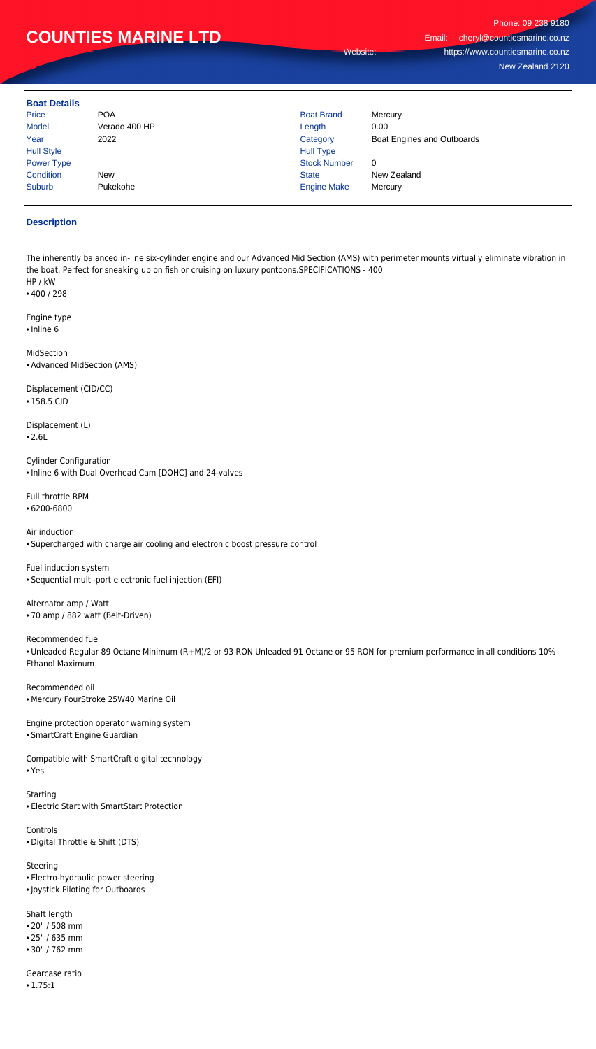# COUNTIES MARINE LTD

Phone: 09 238 9180
Email: cheryl@countiesmarine.co.nz
Website: https://www.countiesmarine.co.nz
New Zealand 2120

## Boat Details

| | | | |
|---|---|---|---|
| Price | POA | Boat Brand | Mercury |
| Model | Verado 400 HP | Length | 0.00 |
| Year | 2022 | Category | Boat Engines and Outboards |
| Hull Style | | Hull Type | |
| Power Type | | Stock Number | 0 |
| Condition | New | State | New Zealand |
| Suburb | Pukekohe | Engine Make | Mercury |

## Description

The inherently balanced in-line six-cylinder engine and our Advanced Mid Section (AMS) with perimeter mounts virtually eliminate vibration in the boat. Perfect for sneaking up on fish or cruising on luxury pontoons.SPECIFICATIONS - 400
HP / kW
• 400 / 298

Engine type
• Inline 6

MidSection
• Advanced MidSection (AMS)

Displacement (CID/CC)
• 158.5 CID

Displacement (L)
• 2.6L

Cylinder Configuration
• Inline 6 with Dual Overhead Cam [DOHC] and 24-valves

Full throttle RPM
• 6200-6800

Air induction
• Supercharged with charge air cooling and electronic boost pressure control

Fuel induction system
• Sequential multi-port electronic fuel injection (EFI)

Alternator amp / Watt
• 70 amp / 882 watt (Belt-Driven)

Recommended fuel
• Unleaded Regular 89 Octane Minimum (R+M)/2 or 93 RON Unleaded 91 Octane or 95 RON for premium performance in all conditions 10% Ethanol Maximum

Recommended oil
• Mercury FourStroke 25W40 Marine Oil

Engine protection operator warning system
• SmartCraft Engine Guardian

Compatible with SmartCraft digital technology
• Yes

Starting
• Electric Start with SmartStart Protection

Controls
• Digital Throttle & Shift (DTS)

Steering
• Electro-hydraulic power steering
• Joystick Piloting for Outboards

Shaft length
• 20" / 508 mm
• 25" / 635 mm
• 30" / 762 mm

Gearcase ratio
• 1.75:1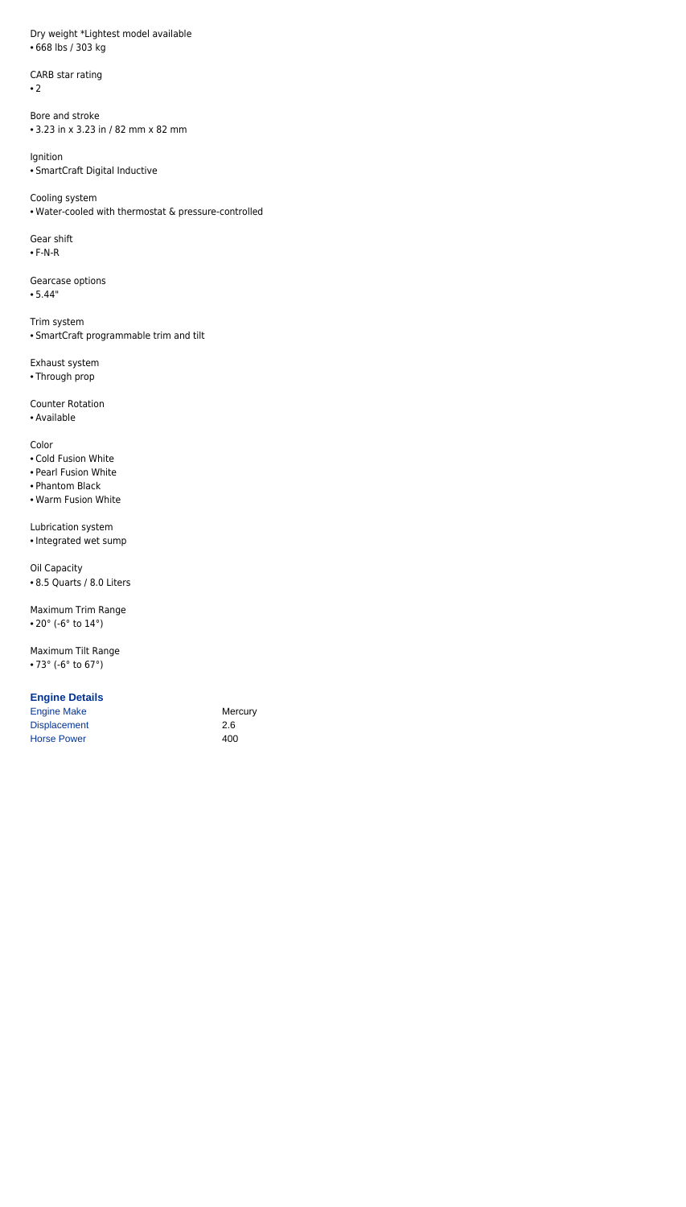Dry weight *Lightest model available
- 668 lbs / 303 kg

CARB star rating
- 2

Bore and stroke
- 3.23 in x 3.23 in / 82 mm x 82 mm

Ignition
- SmartCraft Digital Inductive

Cooling system
- Water-cooled with thermostat & pressure-controlled

Gear shift
- F-N-R

Gearcase options
- 5.44"

Trim system
- SmartCraft programmable trim and tilt

Exhaust system
- Through prop

Counter Rotation
- Available

Color
- Cold Fusion White
- Pearl Fusion White
- Phantom Black
- Warm Fusion White

Lubrication system
- Integrated wet sump

Oil Capacity
- 8.5 Quarts / 8.0 Liters

Maximum Trim Range
- 20° (-6° to 14°)

Maximum Tilt Range
- 73° (-6° to 67°)

## Engine Details

| | |
|---|---|
| Engine Make | Mercury |
| Displacement | 2.6 |
| Horse Power | 400 |